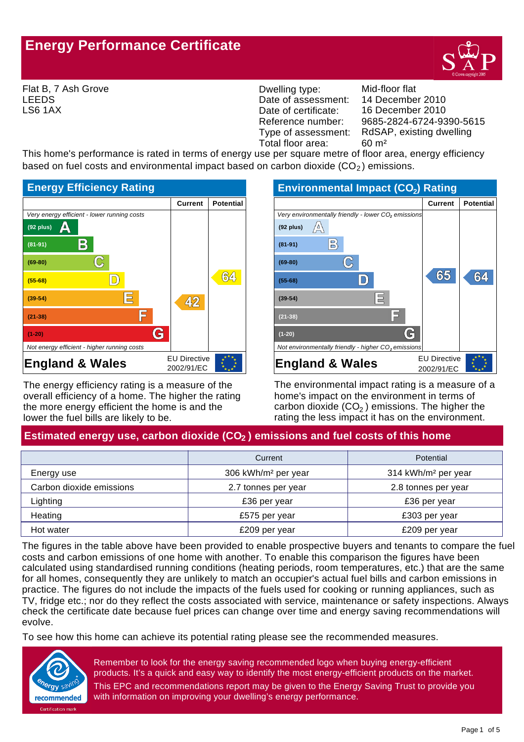# Energy Performance Certificate

Flat B, 7 Ash Grove
LEEDS
LS6 1AX

| | |
|---|---|
| Dwelling type: | Mid-floor flat |
| Date of assessment: | 14 December 2010 |
| Date of certificate: | 16 December 2010 |
| Reference number: | 9685-2824-6724-9390-5615 |
| Type of assessment: | RdSAP, existing dwelling |
| Total floor area: | 60 m² |

This home's performance is rated in terms of energy use per square metre of floor area, energy efficiency based on fuel costs and environmental impact based on carbon dioxide ($CO_2$) emissions.

## Energy Efficiency Rating

| | Current | Potential |
|---|---|---|
| *Very energy efficient - lower running costs* | | |
| (92 plus) A | | |
| (81-91) B | | |
| (69-80) C | | |
| (55-68) D | | 64 |
| (39-54) E | 42 | |
| (21-38) F | | |
| (1-20) G | | |
| *Not energy efficient - higher running costs* | | |

England & Wales — EU Directive 2002/91/EC

The energy efficiency rating is a measure of the overall efficiency of a home. The higher the rating the more energy efficient the home is and the lower the fuel bills are likely to be.

## Environmental Impact ($CO_2$) Rating

| | Current | Potential |
|---|---|---|
| *Very environmentally friendly - lower $CO_2$ emissions* | | |
| (92 plus) A | | |
| (81-91) B | | |
| (69-80) C | | |
| (55-68) D | 65 | 64 |
| (39-54) E | | |
| (21-38) F | | |
| (1-20) G | | |
| *Not environmentally friendly - higher $CO_2$ emissions* | | |

England & Wales — EU Directive 2002/91/EC

The environmental impact rating is a measure of a home's impact on the environment in terms of carbon dioxide ($CO_2$) emissions. The higher the rating the less impact it has on the environment.

## Estimated energy use, carbon dioxide ($CO_2$) emissions and fuel costs of this home

| | Current | Potential |
|---|---|---|
| Energy use | 306 kWh/m² per year | 314 kWh/m² per year |
| Carbon dioxide emissions | 2.7 tonnes per year | 2.8 tonnes per year |
| Lighting | £36 per year | £36 per year |
| Heating | £575 per year | £303 per year |
| Hot water | £209 per year | £209 per year |

The figures in the table above have been provided to enable prospective buyers and tenants to compare the fuel costs and carbon emissions of one home with another. To enable this comparison the figures have been calculated using standardised running conditions (heating periods, room temperatures, etc.) that are the same for all homes, consequently they are unlikely to match an occupier's actual fuel bills and carbon emissions in practice. The figures do not include the impacts of the fuels used for cooking or running appliances, such as TV, fridge etc.; nor do they reflect the costs associated with service, maintenance or safety inspections. Always check the certificate date because fuel prices can change over time and energy saving recommendations will evolve.

To see how this home can achieve its potential rating please see the recommended measures.

energy saving recommended — Certification mark

Remember to look for the energy saving recommended logo when buying energy-efficient products. It's a quick and easy way to identify the most energy-efficient products on the market.

This EPC and recommendations report may be given to the Energy Saving Trust to provide you with information on improving your dwelling's energy performance.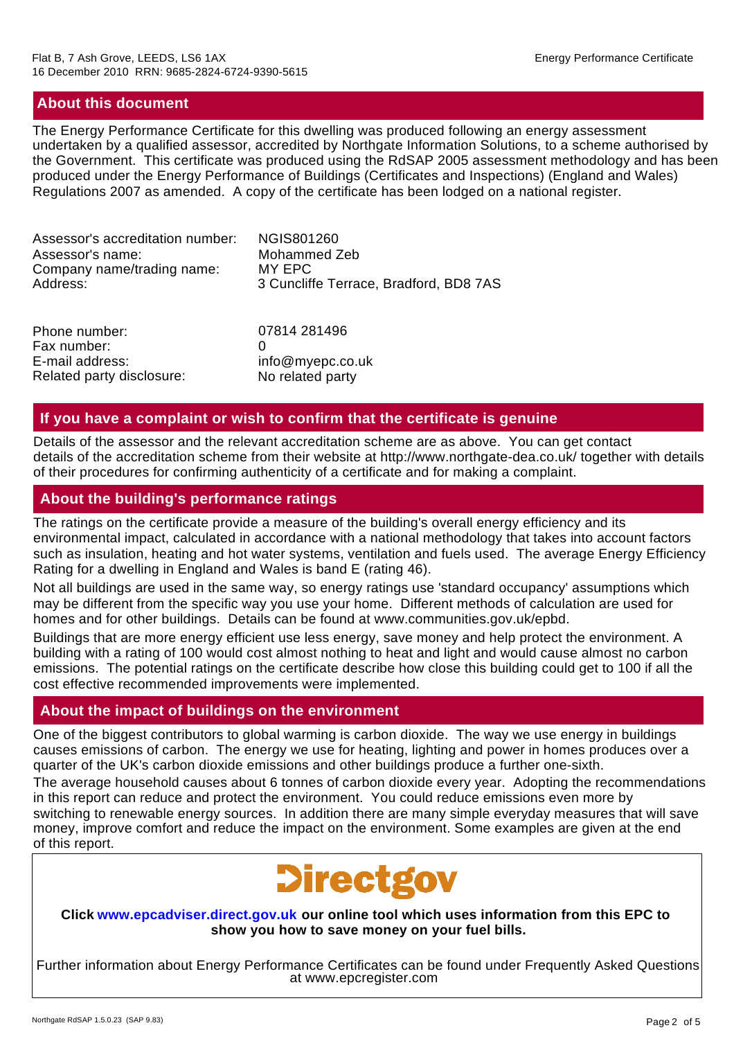## About this document

The Energy Performance Certificate for this dwelling was produced following an energy assessment undertaken by a qualified assessor, accredited by Northgate Information Solutions, to a scheme authorised by the Government. This certificate was produced using the RdSAP 2005 assessment methodology and has been produced under the Energy Performance of Buildings (Certificates and Inspections) (England and Wales) Regulations 2007 as amended. A copy of the certificate has been lodged on a national register.

| | |
|---|---|
| Assessor's accreditation number: | NGIS801260 |
| Assessor's name: | Mohammed Zeb |
| Company name/trading name: | MY EPC |
| Address: | 3 Cuncliffe Terrace, Bradford, BD8 7AS |
| Phone number: | 07814 281496 |
| Fax number: | 0 |
| E-mail address: | info@myepc.co.uk |
| Related party disclosure: | No related party |

## If you have a complaint or wish to confirm that the certificate is genuine

Details of the assessor and the relevant accreditation scheme are as above. You can get contact details of the accreditation scheme from their website at http://www.northgate-dea.co.uk/ together with details of their procedures for confirming authenticity of a certificate and for making a complaint.

## About the building's performance ratings

The ratings on the certificate provide a measure of the building's overall energy efficiency and its environmental impact, calculated in accordance with a national methodology that takes into account factors such as insulation, heating and hot water systems, ventilation and fuels used. The average Energy Efficiency Rating for a dwelling in England and Wales is band E (rating 46).

Not all buildings are used in the same way, so energy ratings use 'standard occupancy' assumptions which may be different from the specific way you use your home. Different methods of calculation are used for homes and for other buildings. Details can be found at www.communities.gov.uk/epbd.

Buildings that are more energy efficient use less energy, save money and help protect the environment. A building with a rating of 100 would cost almost nothing to heat and light and would cause almost no carbon emissions. The potential ratings on the certificate describe how close this building could get to 100 if all the cost effective recommended improvements were implemented.

## About the impact of buildings on the environment

One of the biggest contributors to global warming is carbon dioxide. The way we use energy in buildings causes emissions of carbon. The energy we use for heating, lighting and power in homes produces over a quarter of the UK's carbon dioxide emissions and other buildings produce a further one-sixth.

The average household causes about 6 tonnes of carbon dioxide every year. Adopting the recommendations in this report can reduce and protect the environment. You could reduce emissions even more by switching to renewable energy sources. In addition there are many simple everyday measures that will save money, improve comfort and reduce the impact on the environment. Some examples are given at the end of this report.

**Directgov**

**Click www.epcadviser.direct.gov.uk our online tool which uses information from this EPC to show you how to save money on your fuel bills.**

Further information about Energy Performance Certificates can be found under Frequently Asked Questions at www.epcregister.com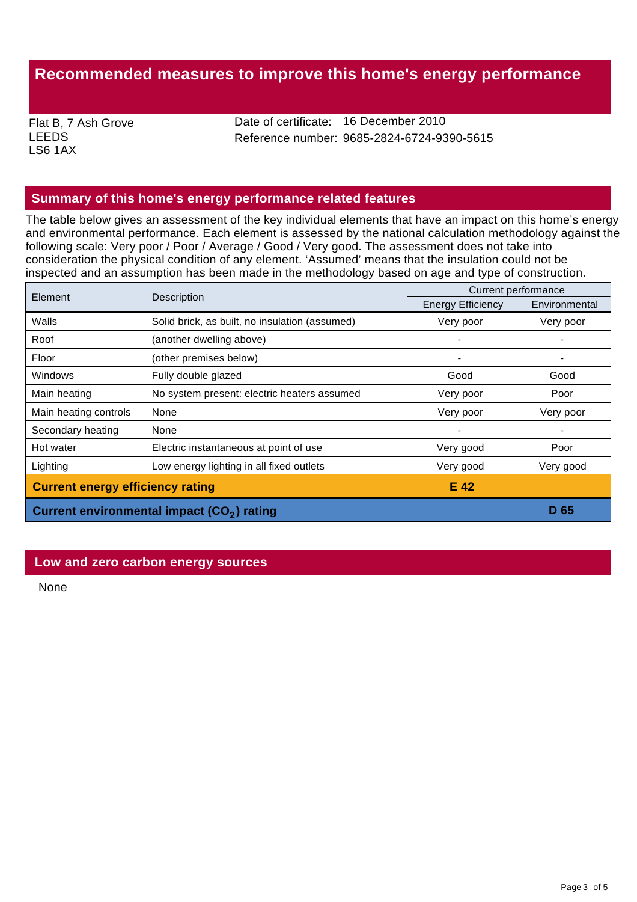# Recommended measures to improve this home's energy performance

Flat B, 7 Ash Grove
LEEDS
LS6 1AX

Date of certificate: 16 December 2010
Reference number: 9685-2824-6724-9390-5615

## Summary of this home's energy performance related features

The table below gives an assessment of the key individual elements that have an impact on this home's energy and environmental performance. Each element is assessed by the national calculation methodology against the following scale: Very poor / Poor / Average / Good / Very good. The assessment does not take into consideration the physical condition of any element. 'Assumed' means that the insulation could not be inspected and an assumption has been made in the methodology based on age and type of construction.

| Element | Description | Current performance | |
|---|---|---|---|
| | | Energy Efficiency | Environmental |
| Walls | Solid brick, as built, no insulation (assumed) | Very poor | Very poor |
| Roof | (another dwelling above) | - | - |
| Floor | (other premises below) | - | - |
| Windows | Fully double glazed | Good | Good |
| Main heating | No system present: electric heaters assumed | Very poor | Poor |
| Main heating controls | None | Very poor | Very poor |
| Secondary heating | None | - | - |
| Hot water | Electric instantaneous at point of use | Very good | Poor |
| Lighting | Low energy lighting in all fixed outlets | Very good | Very good |
| **Current energy efficiency rating** | | **E 42** | |
| **Current environmental impact ($CO_2$) rating** | | | **D 65** |

## Low and zero carbon energy sources

None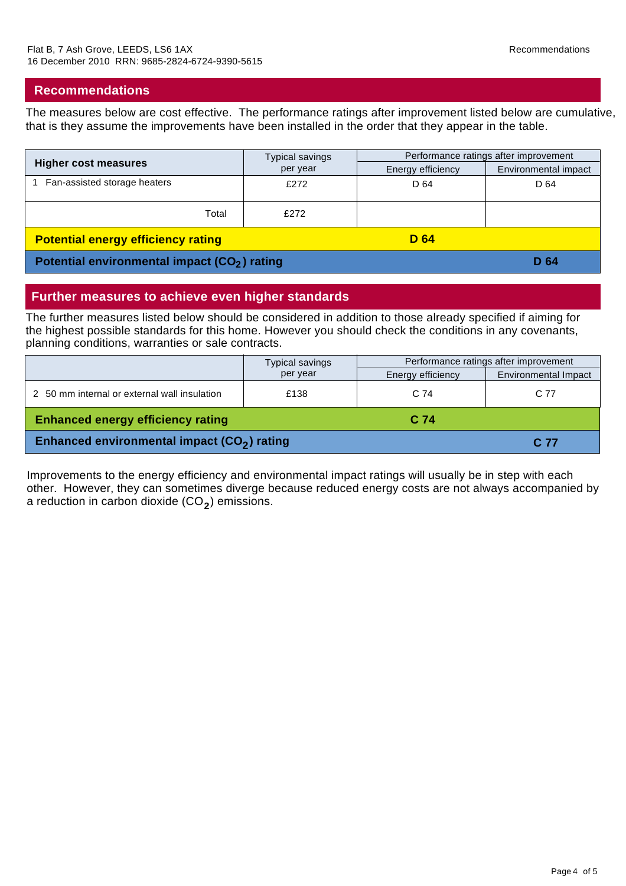## Recommendations

The measures below are cost effective. The performance ratings after improvement listed below are cumulative, that is they assume the improvements have been installed in the order that they appear in the table.

| Higher cost measures | Typical savings per year | Performance ratings after improvement | |
|---|---|---|---|
| | | Energy efficiency | Environmental impact |
| 1 Fan-assisted storage heaters | £272 | D 64 | D 64 |
| Total | £272 | | |
| **Potential energy efficiency rating** | | **D 64** | |
| **Potential environmental impact ($CO_2$) rating** | | | **D 64** |

## Further measures to achieve even higher standards

The further measures listed below should be considered in addition to those already specified if aiming for the highest possible standards for this home. However you should check the conditions in any covenants, planning conditions, warranties or sale contracts.

| | Typical savings per year | Performance ratings after improvement | |
|---|---|---|---|
| | | Energy efficiency | Environmental Impact |
| 2 50 mm internal or external wall insulation | £138 | C 74 | C 77 |
| **Enhanced energy efficiency rating** | | **C 74** | |
| **Enhanced environmental impact ($CO_2$) rating** | | | **C 77** |

Improvements to the energy efficiency and environmental impact ratings will usually be in step with each other. However, they can sometimes diverge because reduced energy costs are not always accompanied by a reduction in carbon dioxide ($CO_2$) emissions.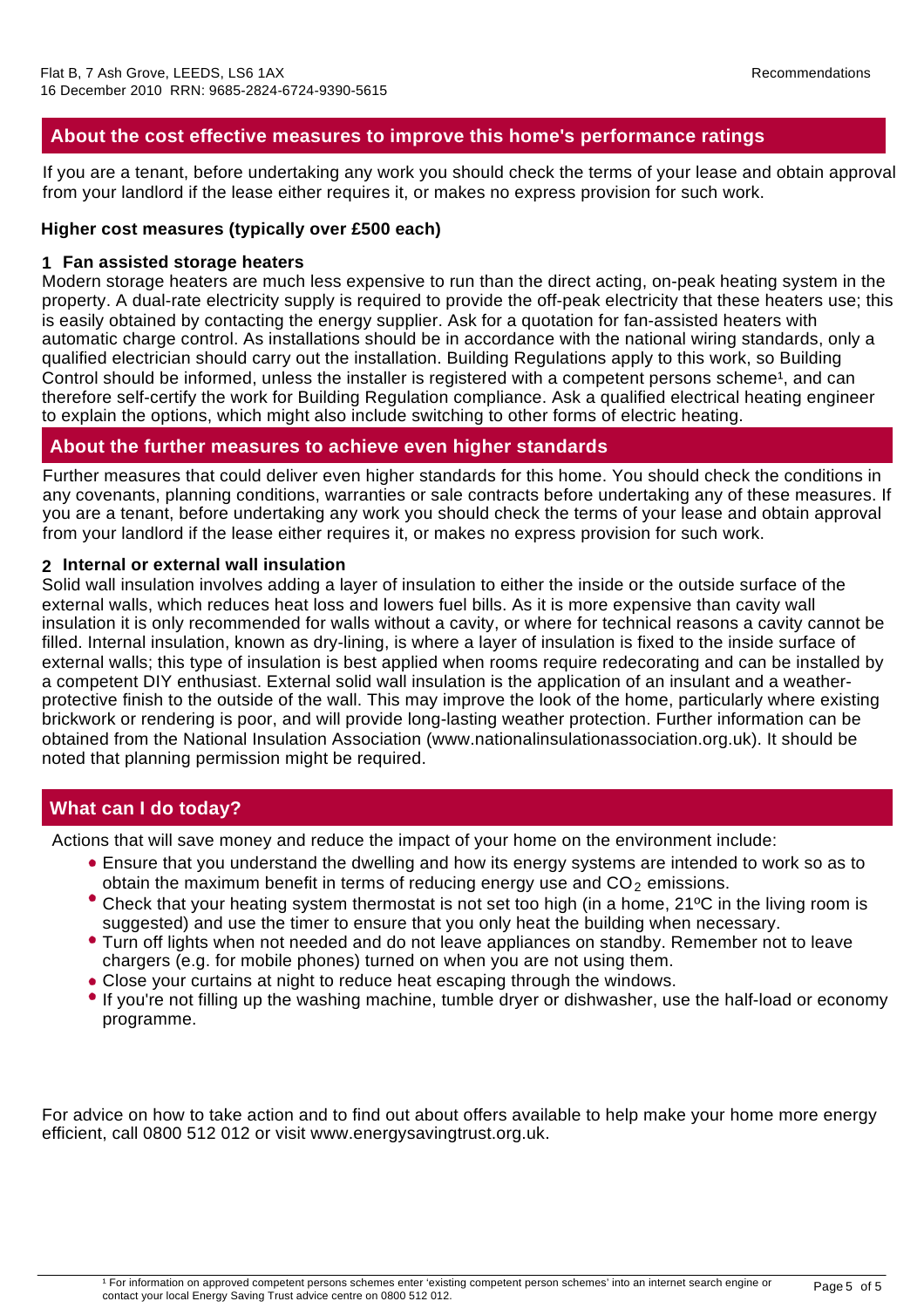## About the cost effective measures to improve this home's performance ratings

If you are a tenant, before undertaking any work you should check the terms of your lease and obtain approval from your landlord if the lease either requires it, or makes no express provision for such work.

**Higher cost measures (typically over £500 each)**

**1 Fan assisted storage heaters**

Modern storage heaters are much less expensive to run than the direct acting, on-peak heating system in the property. A dual-rate electricity supply is required to provide the off-peak electricity that these heaters use; this is easily obtained by contacting the energy supplier. Ask for a quotation for fan-assisted heaters with automatic charge control. As installations should be in accordance with the national wiring standards, only a qualified electrician should carry out the installation. Building Regulations apply to this work, so Building Control should be informed, unless the installer is registered with a competent persons scheme[1], and can therefore self-certify the work for Building Regulation compliance. Ask a qualified electrical heating engineer to explain the options, which might also include switching to other forms of electric heating.

## About the further measures to achieve even higher standards

Further measures that could deliver even higher standards for this home. You should check the conditions in any covenants, planning conditions, warranties or sale contracts before undertaking any of these measures. If you are a tenant, before undertaking any work you should check the terms of your lease and obtain approval from your landlord if the lease either requires it, or makes no express provision for such work.

**2 Internal or external wall insulation**

Solid wall insulation involves adding a layer of insulation to either the inside or the outside surface of the external walls, which reduces heat loss and lowers fuel bills. As it is more expensive than cavity wall insulation it is only recommended for walls without a cavity, or where for technical reasons a cavity cannot be filled. Internal insulation, known as dry-lining, is where a layer of insulation is fixed to the inside surface of external walls; this type of insulation is best applied when rooms require redecorating and can be installed by a competent DIY enthusiast. External solid wall insulation is the application of an insulant and a weather-protective finish to the outside of the wall. This may improve the look of the home, particularly where existing brickwork or rendering is poor, and will provide long-lasting weather protection. Further information can be obtained from the National Insulation Association (www.nationalinsulationassociation.org.uk). It should be noted that planning permission might be required.

## What can I do today?

Actions that will save money and reduce the impact of your home on the environment include:

- Ensure that you understand the dwelling and how its energy systems are intended to work so as to obtain the maximum benefit in terms of reducing energy use and $CO_2$ emissions.
- Check that your heating system thermostat is not set too high (in a home, 21ºC in the living room is suggested) and use the timer to ensure that you only heat the building when necessary.
- Turn off lights when not needed and do not leave appliances on standby. Remember not to leave chargers (e.g. for mobile phones) turned on when you are not using them.
- Close your curtains at night to reduce heat escaping through the windows.
- If you're not filling up the washing machine, tumble dryer or dishwasher, use the half-load or economy programme.

For advice on how to take action and to find out about offers available to help make your home more energy efficient, call 0800 512 012 or visit www.energysavingtrust.org.uk.

[1] For information on approved competent persons schemes enter 'existing competent person schemes' into an internet search engine or contact your local Energy Saving Trust advice centre on 0800 512 012.